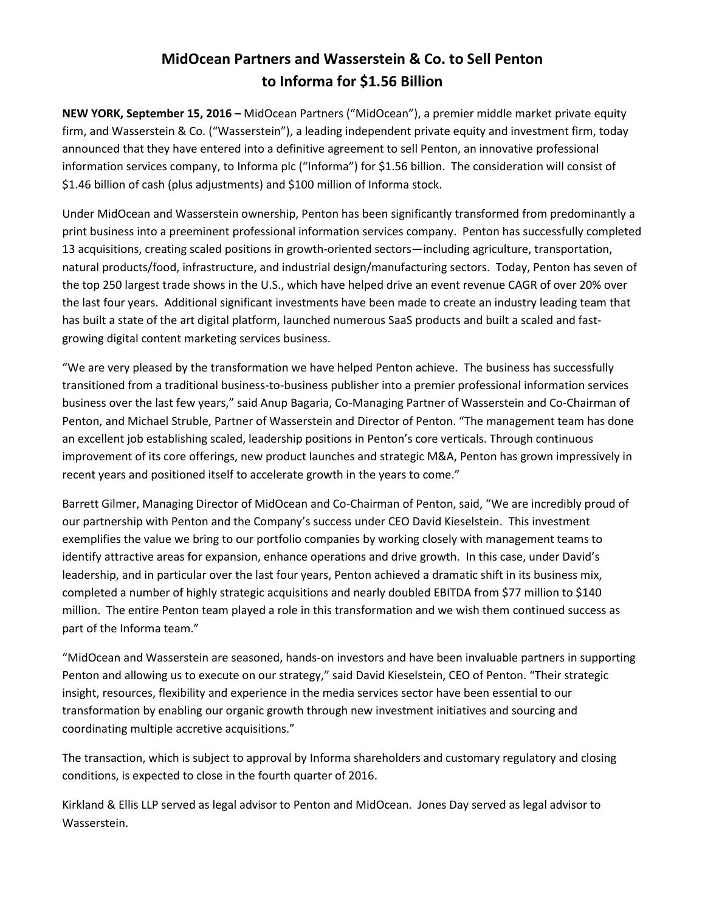# MidOcean Partners and Wasserstein & Co. to Sell Penton to Informa for $1.56 Billion

**NEW YORK, September 15, 2016 –** MidOcean Partners ("MidOcean"), a premier middle market private equity firm, and Wasserstein & Co. ("Wasserstein"), a leading independent private equity and investment firm, today announced that they have entered into a definitive agreement to sell Penton, an innovative professional information services company, to Informa plc ("Informa") for $1.56 billion. The consideration will consist of $1.46 billion of cash (plus adjustments) and $100 million of Informa stock.

Under MidOcean and Wasserstein ownership, Penton has been significantly transformed from predominantly a print business into a preeminent professional information services company. Penton has successfully completed 13 acquisitions, creating scaled positions in growth-oriented sectors—including agriculture, transportation, natural products/food, infrastructure, and industrial design/manufacturing sectors. Today, Penton has seven of the top 250 largest trade shows in the U.S., which have helped drive an event revenue CAGR of over 20% over the last four years. Additional significant investments have been made to create an industry leading team that has built a state of the art digital platform, launched numerous SaaS products and built a scaled and fast-growing digital content marketing services business.

"We are very pleased by the transformation we have helped Penton achieve. The business has successfully transitioned from a traditional business-to-business publisher into a premier professional information services business over the last few years," said Anup Bagaria, Co-Managing Partner of Wasserstein and Co-Chairman of Penton, and Michael Struble, Partner of Wasserstein and Director of Penton. "The management team has done an excellent job establishing scaled, leadership positions in Penton's core verticals. Through continuous improvement of its core offerings, new product launches and strategic M&A, Penton has grown impressively in recent years and positioned itself to accelerate growth in the years to come."

Barrett Gilmer, Managing Director of MidOcean and Co-Chairman of Penton, said, "We are incredibly proud of our partnership with Penton and the Company's success under CEO David Kieselstein. This investment exemplifies the value we bring to our portfolio companies by working closely with management teams to identify attractive areas for expansion, enhance operations and drive growth. In this case, under David's leadership, and in particular over the last four years, Penton achieved a dramatic shift in its business mix, completed a number of highly strategic acquisitions and nearly doubled EBITDA from $77 million to $140 million. The entire Penton team played a role in this transformation and we wish them continued success as part of the Informa team."

"MidOcean and Wasserstein are seasoned, hands-on investors and have been invaluable partners in supporting Penton and allowing us to execute on our strategy," said David Kieselstein, CEO of Penton. "Their strategic insight, resources, flexibility and experience in the media services sector have been essential to our transformation by enabling our organic growth through new investment initiatives and sourcing and coordinating multiple accretive acquisitions."

The transaction, which is subject to approval by Informa shareholders and customary regulatory and closing conditions, is expected to close in the fourth quarter of 2016.

Kirkland & Ellis LLP served as legal advisor to Penton and MidOcean. Jones Day served as legal advisor to Wasserstein.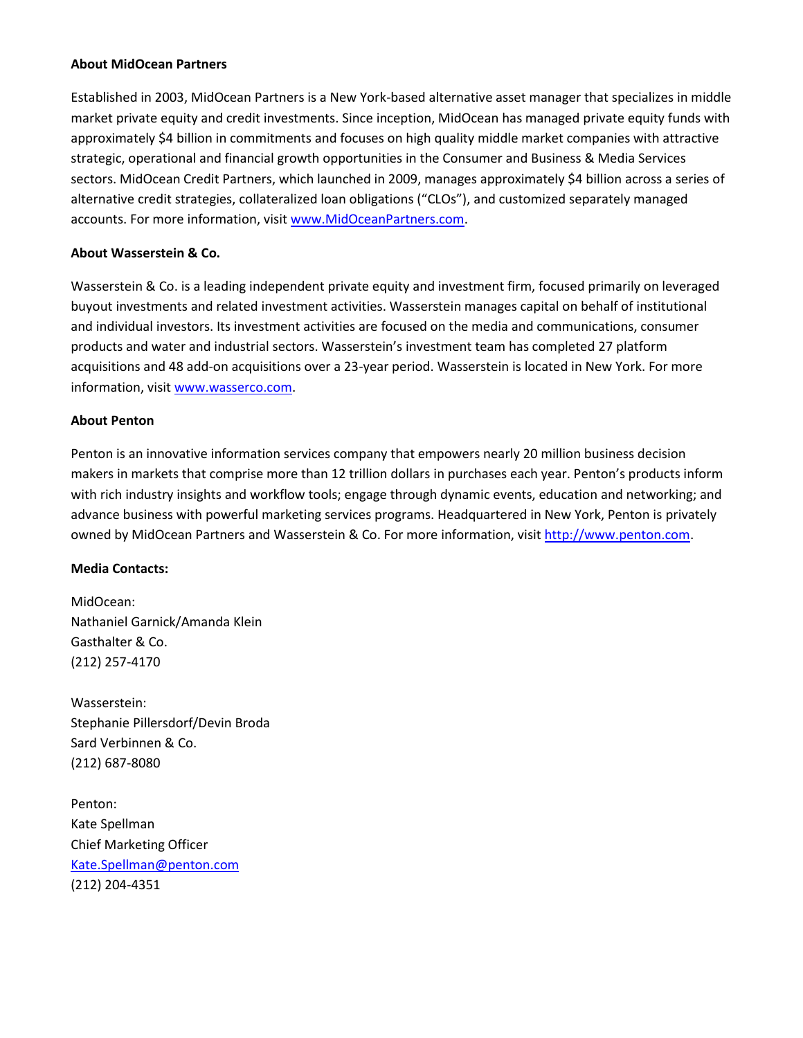**About MidOcean Partners**

Established in 2003, MidOcean Partners is a New York-based alternative asset manager that specializes in middle market private equity and credit investments. Since inception, MidOcean has managed private equity funds with approximately $4 billion in commitments and focuses on high quality middle market companies with attractive strategic, operational and financial growth opportunities in the Consumer and Business & Media Services sectors. MidOcean Credit Partners, which launched in 2009, manages approximately $4 billion across a series of alternative credit strategies, collateralized loan obligations ("CLOs"), and customized separately managed accounts. For more information, visit [www.MidOceanPartners.com](www.MidOceanPartners.com).

**About Wasserstein & Co.**

Wasserstein & Co. is a leading independent private equity and investment firm, focused primarily on leveraged buyout investments and related investment activities. Wasserstein manages capital on behalf of institutional and individual investors. Its investment activities are focused on the media and communications, consumer products and water and industrial sectors. Wasserstein's investment team has completed 27 platform acquisitions and 48 add-on acquisitions over a 23-year period. Wasserstein is located in New York. For more information, visit [www.wasserco.com](www.wasserco.com).

**About Penton**

Penton is an innovative information services company that empowers nearly 20 million business decision makers in markets that comprise more than 12 trillion dollars in purchases each year. Penton's products inform with rich industry insights and workflow tools; engage through dynamic events, education and networking; and advance business with powerful marketing services programs. Headquartered in New York, Penton is privately owned by MidOcean Partners and Wasserstein & Co. For more information, visit [http://www.penton.com](http://www.penton.com).

**Media Contacts:**

MidOcean:
Nathaniel Garnick/Amanda Klein
Gasthalter & Co.
(212) 257-4170

Wasserstein:
Stephanie Pillersdorf/Devin Broda
Sard Verbinnen & Co.
(212) 687-8080

Penton:
Kate Spellman
Chief Marketing Officer
[Kate.Spellman@penton.com](mailto:Kate.Spellman@penton.com)
(212) 204-4351